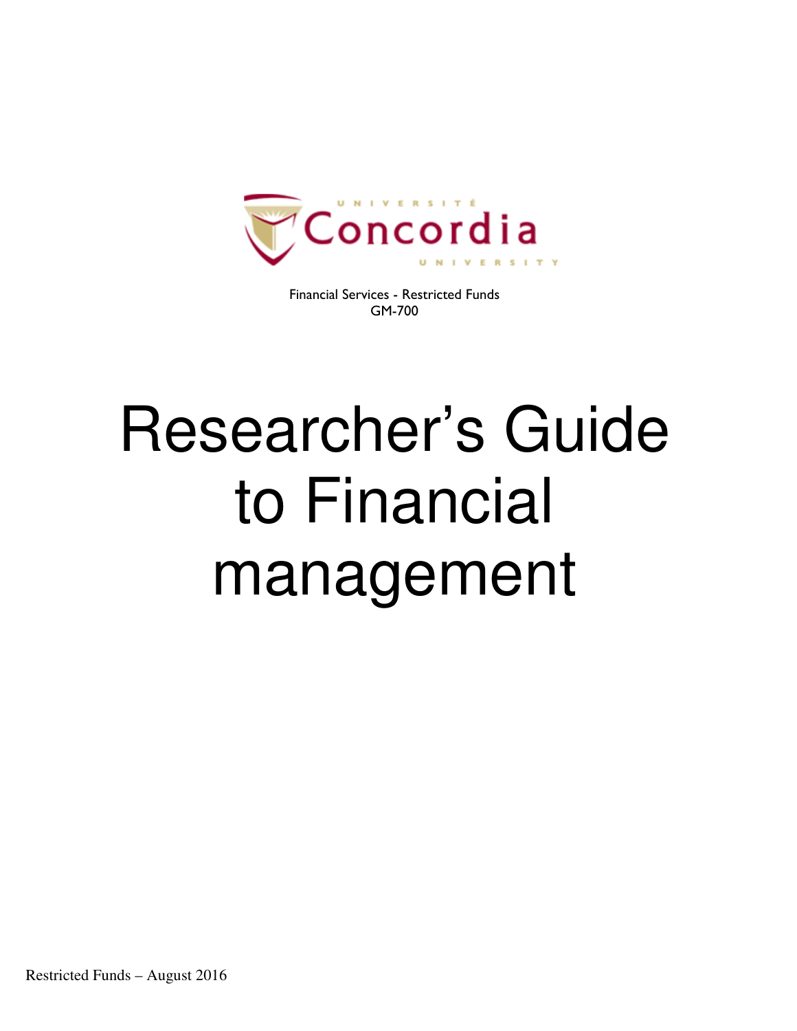UNIVERSITÉ Concordia UNIVERSITY

Financial Services - Restricted Funds
GM-700

# Researcher's Guide to Financial management

Restricted Funds – August 2016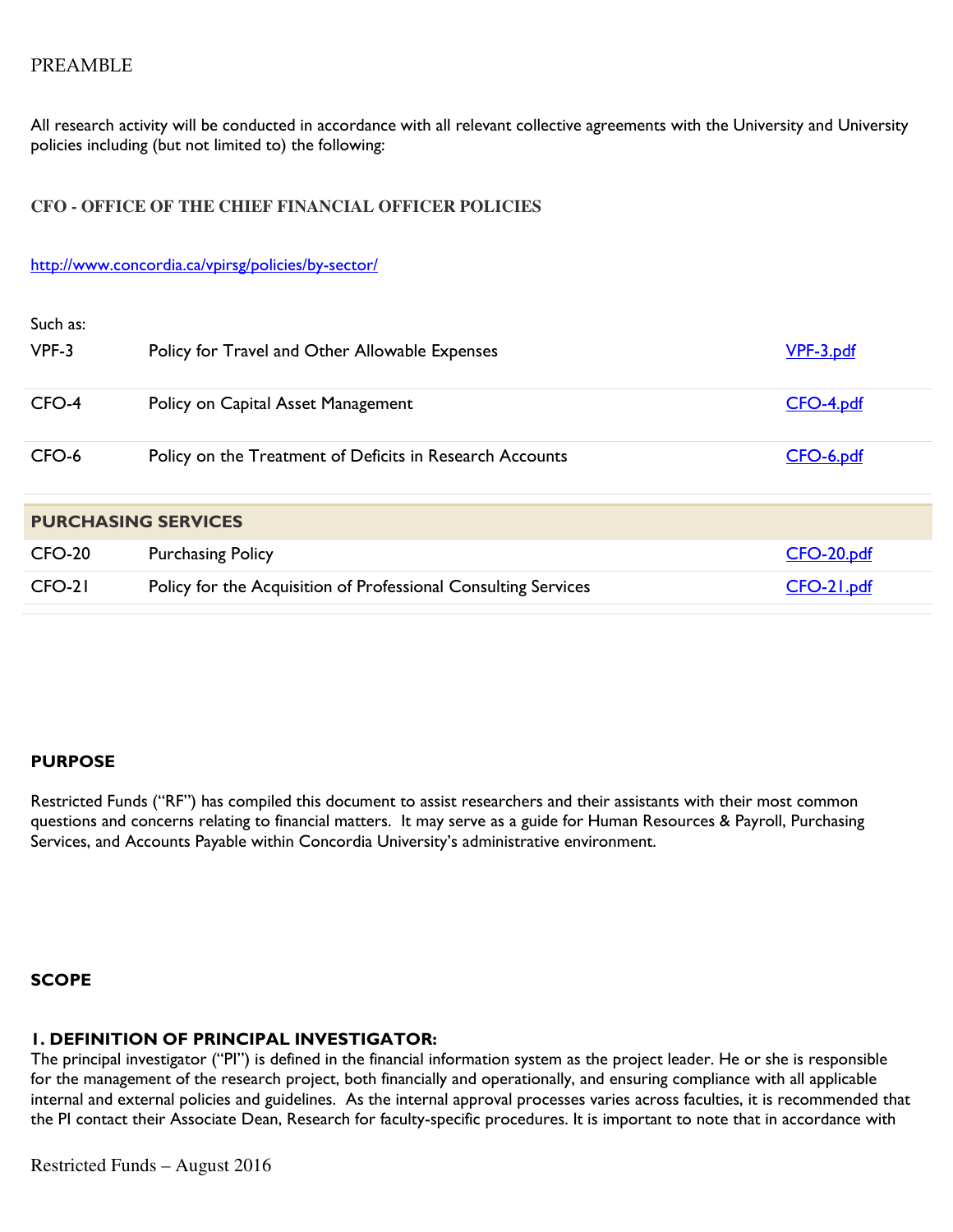PREAMBLE

All research activity will be conducted in accordance with all relevant collective agreements with the University and University policies including (but not limited to) the following:

**CFO - OFFICE OF THE CHIEF FINANCIAL OFFICER POLICIES**

http://www.concordia.ca/vpirsg/policies/by-sector/

Such as:

| | | |
|---|---|---|
| VPF-3 | Policy for Travel and Other Allowable Expenses | VPF-3.pdf |
| CFO-4 | Policy on Capital Asset Management | CFO-4.pdf |
| CFO-6 | Policy on the Treatment of Deficits in Research Accounts | CFO-6.pdf |
| **PURCHASING SERVICES** | | |
| CFO-20 | Purchasing Policy | CFO-20.pdf |
| CFO-21 | Policy for the Acquisition of Professional Consulting Services | CFO-21.pdf |

**PURPOSE**

Restricted Funds ("RF") has compiled this document to assist researchers and their assistants with their most common questions and concerns relating to financial matters. It may serve as a guide for Human Resources & Payroll, Purchasing Services, and Accounts Payable within Concordia University's administrative environment.

**SCOPE**

**1. DEFINITION OF PRINCIPAL INVESTIGATOR:**

The principal investigator ("PI") is defined in the financial information system as the project leader. He or she is responsible for the management of the research project, both financially and operationally, and ensuring compliance with all applicable internal and external policies and guidelines. As the internal approval processes varies across faculties, it is recommended that the PI contact their Associate Dean, Research for faculty-specific procedures. It is important to note that in accordance with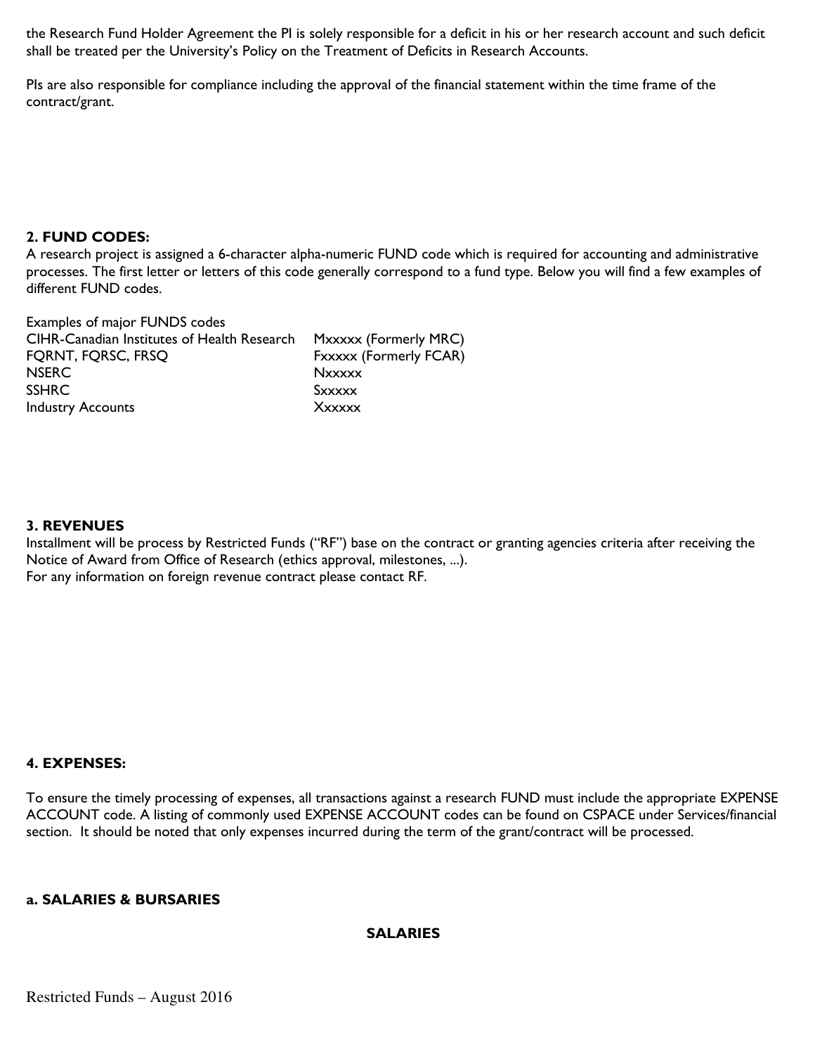the Research Fund Holder Agreement the PI is solely responsible for a deficit in his or her research account and such deficit shall be treated per the University's Policy on the Treatment of Deficits in Research Accounts.

PIs are also responsible for compliance including the approval of the financial statement within the time frame of the contract/grant.

## 2. FUND CODES:

A research project is assigned a 6-character alpha-numeric FUND code which is required for accounting and administrative processes. The first letter or letters of this code generally correspond to a fund type. Below you will find a few examples of different FUND codes.

| Examples of major FUNDS codes | |
|---|---|
| CIHR-Canadian Institutes of Health Research | Mxxxxx (Formerly MRC) |
| FQRNT, FQRSC, FRSQ | Fxxxxx (Formerly FCAR) |
| NSERC | Nxxxxx |
| SSHRC | Sxxxxx |
| Industry Accounts | Xxxxxx |

## 3. REVENUES

Installment will be process by Restricted Funds ("RF") base on the contract or granting agencies criteria after receiving the Notice of Award from Office of Research (ethics approval, milestones, ...).
For any information on foreign revenue contract please contact RF.

## 4. EXPENSES:

To ensure the timely processing of expenses, all transactions against a research FUND must include the appropriate EXPENSE ACCOUNT code. A listing of commonly used EXPENSE ACCOUNT codes can be found on CSPACE under Services/financial section. It should be noted that only expenses incurred during the term of the grant/contract will be processed.

### a. SALARIES & BURSARIES

**SALARIES**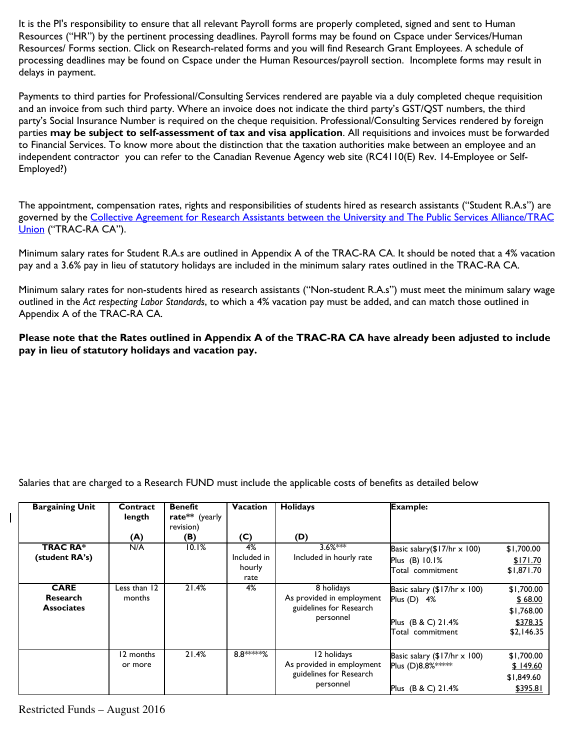It is the PI's responsibility to ensure that all relevant Payroll forms are properly completed, signed and sent to Human Resources ("HR") by the pertinent processing deadlines. Payroll forms may be found on Cspace under Services/Human Resources/ Forms section. Click on Research-related forms and you will find Research Grant Employees. A schedule of processing deadlines may be found on Cspace under the Human Resources/payroll section. Incomplete forms may result in delays in payment.

Payments to third parties for Professional/Consulting Services rendered are payable via a duly completed cheque requisition and an invoice from such third party. Where an invoice does not indicate the third party's GST/QST numbers, the third party's Social Insurance Number is required on the cheque requisition. Professional/Consulting Services rendered by foreign parties **may be subject to self-assessment of tax and visa application**. All requisitions and invoices must be forwarded to Financial Services. To know more about the distinction that the taxation authorities make between an employee and an independent contractor you can refer to the Canadian Revenue Agency web site (RC4110(E) Rev. 14-Employee or Self-Employed?)

The appointment, compensation rates, rights and responsibilities of students hired as research assistants ("Student R.A.s") are governed by the Collective Agreement for Research Assistants between the University and The Public Services Alliance/TRAC Union ("TRAC-RA CA").

Minimum salary rates for Student R.A.s are outlined in Appendix A of the TRAC-RA CA. It should be noted that a 4% vacation pay and a 3.6% pay in lieu of statutory holidays are included in the minimum salary rates outlined in the TRAC-RA CA.

Minimum salary rates for non-students hired as research assistants ("Non-student R.A.s") must meet the minimum salary wage outlined in the *Act respecting Labor Standards*, to which a 4% vacation pay must be added, and can match those outlined in Appendix A of the TRAC-RA CA.

**Please note that the Rates outlined in Appendix A of the TRAC-RA CA have already been adjusted to include pay in lieu of statutory holidays and vacation pay.**

Salaries that are charged to a Research FUND must include the applicable costs of benefits as detailed below

| Bargaining Unit | Contract length (A) | Benefit rate** (yearly revision) (B) | Vacation (C) | Holidays (D) | Example: | |
|---|---|---|---|---|---|---|
| **TRAC RA*** **(student RA's)** | N/A | 10.1% | 4% Included in hourly rate | 3.6%*** Included in hourly rate | Basic salary($17/hr x 100)<br>Plus (B) 10.1%<br>Total commitment | $1,700.00<br>$171.70<br>$1,871.70 |
| **CARE Research Associates** | Less than 12 months | 21.4% | 4% | 8 holidays As provided in employment guidelines for Research personnel | Basic salary ($17/hr x 100)<br>Plus (D) 4%<br><br>Plus (B & C) 21.4%<br>Total commitment | $1,700.00<br>$ 68.00<br>$1,768.00<br>$378.35<br>$2,146.35 |
| | 12 months or more | 21.4% | 8.8*****% | 12 holidays As provided in employment guidelines for Research personnel | Basic salary ($17/hr x 100)<br>Plus (D)8.8%*****<br><br>Plus (B & C) 21.4% | $1,700.00<br>$ 149.60<br>$1,849.60<br>$395.81 |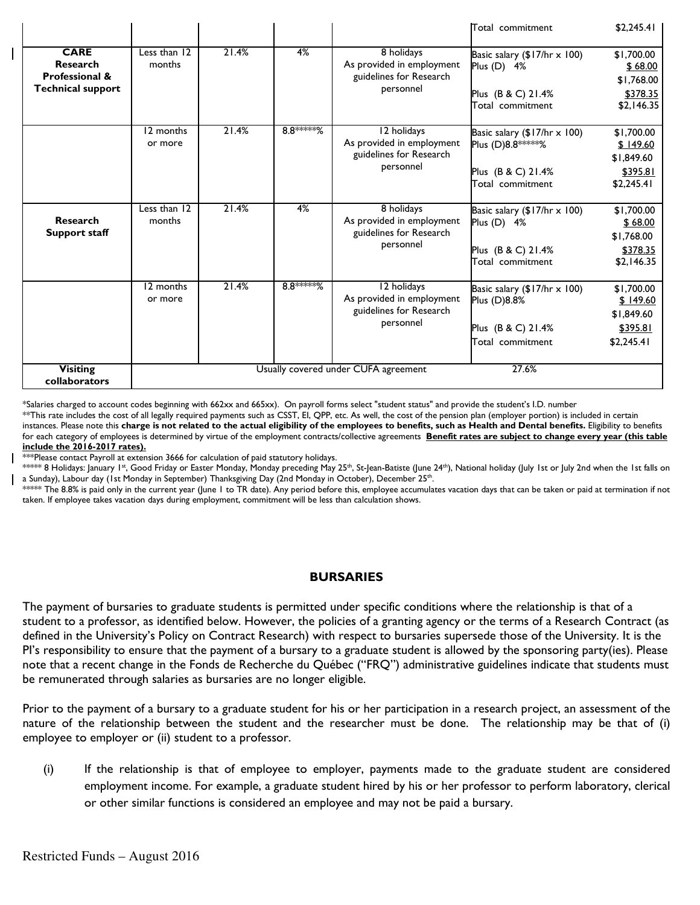| | | | | | Total commitment | $2,245.41 |
|---|---|---|---|---|---|---|
| **CARE Research Professional & Technical support** | Less than 12 months | 21.4% | 4% | 8 holidays<br>As provided in employment guidelines for Research personnel | Basic salary ($17/hr x 100)<br>Plus (D) 4%<br><br>Plus (B & C) 21.4%<br>Total commitment | $1,700.00<br>$ 68.00<br>$1,768.00<br>$378.35<br>$2,146.35 |
| | 12 months or more | 21.4% | 8.8*****% | 12 holidays<br>As provided in employment guidelines for Research personnel | Basic salary ($17/hr x 100)<br>Plus (D)8.8*****%<br><br>Plus (B & C) 21.4%<br>Total commitment | $1,700.00<br>$ 149.60<br>$1,849.60<br>$395.81<br>$2,245.41 |
| **Research Support staff** | Less than 12 months | 21.4% | 4% | 8 holidays<br>As provided in employment guidelines for Research personnel | Basic salary ($17/hr x 100)<br>Plus (D) 4%<br><br>Plus (B & C) 21.4%<br>Total commitment | $1,700.00<br>$ 68.00<br>$1,768.00<br>$378.35<br>$2,146.35 |
| | 12 months or more | 21.4% | 8.8*****% | 12 holidays<br>As provided in employment guidelines for Research personnel | Basic salary ($17/hr x 100)<br>Plus (D)8.8%<br><br>Plus (B & C) 21.4%<br>Total commitment | $1,700.00<br>$ 149.60<br>$1,849.60<br>$395.81<br>$2,245.41 |
| **Visiting collaborators** | Usually covered under CUFA agreement | | | | 27.6% | |

*Salaries charged to account codes beginning with 662xx and 665xx). On payroll forms select "student status" and provide the student's I.D. number

**This rate includes the cost of all legally required payments such as CSST, EI, QPP, etc. As well, the cost of the pension plan (employer portion) is included in certain instances. Please note this **charge is not related to the actual eligibility of the employees to benefits, such as Health and Dental benefits.** Eligibility to benefits for each category of employees is determined by virtue of the employment contracts/collective agreements **Benefit rates are subject to change every year (this table include the 2016-2017 rates).**

***Please contact Payroll at extension 3666 for calculation of paid statutory holidays.

**** 8 Holidays: January 1st, Good Friday or Easter Monday, Monday preceding May 25th, St-Jean-Batiste (June 24th), National holiday (July 1st or July 2nd when the 1st falls on a Sunday), Labour day (1st Monday in September) Thanksgiving Day (2nd Monday in October), December 25th.

***** The 8.8% is paid only in the current year (June 1 to TR date). Any period before this, employee accumulates vacation days that can be taken or paid at termination if not taken. If employee takes vacation days during employment, commitment will be less than calculation shows.

## BURSARIES

The payment of bursaries to graduate students is permitted under specific conditions where the relationship is that of a student to a professor, as identified below. However, the policies of a granting agency or the terms of a Research Contract (as defined in the University's Policy on Contract Research) with respect to bursaries supersede those of the University. It is the PI's responsibility to ensure that the payment of a bursary to a graduate student is allowed by the sponsoring party(ies). Please note that a recent change in the Fonds de Recherche du Québec ("FRQ") administrative guidelines indicate that students must be remunerated through salaries as bursaries are no longer eligible.

Prior to the payment of a bursary to a graduate student for his or her participation in a research project, an assessment of the nature of the relationship between the student and the researcher must be done. The relationship may be that of (i) employee to employer or (ii) student to a professor.

(i) If the relationship is that of employee to employer, payments made to the graduate student are considered employment income. For example, a graduate student hired by his or her professor to perform laboratory, clerical or other similar functions is considered an employee and may not be paid a bursary.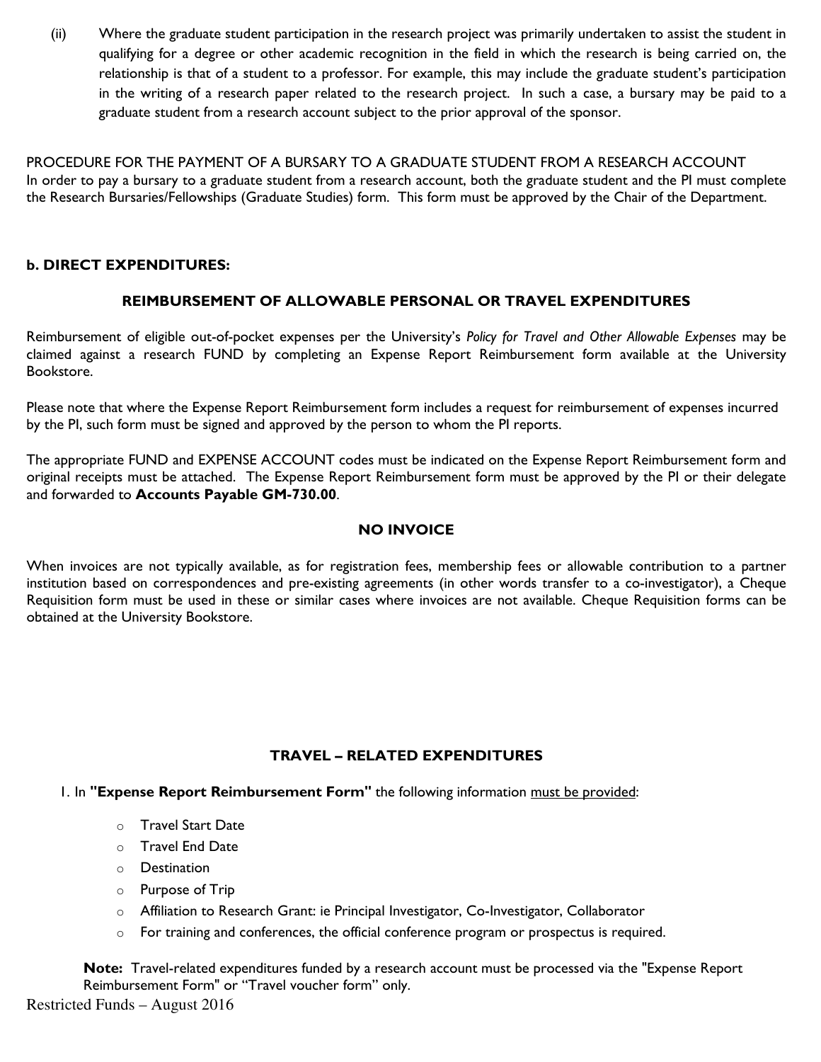(ii) Where the graduate student participation in the research project was primarily undertaken to assist the student in qualifying for a degree or other academic recognition in the field in which the research is being carried on, the relationship is that of a student to a professor. For example, this may include the graduate student's participation in the writing of a research paper related to the research project. In such a case, a bursary may be paid to a graduate student from a research account subject to the prior approval of the sponsor.

PROCEDURE FOR THE PAYMENT OF A BURSARY TO A GRADUATE STUDENT FROM A RESEARCH ACCOUNT
In order to pay a bursary to a graduate student from a research account, both the graduate student and the PI must complete the Research Bursaries/Fellowships (Graduate Studies) form. This form must be approved by the Chair of the Department.

### b. DIRECT EXPENDITURES:

#### REIMBURSEMENT OF ALLOWABLE PERSONAL OR TRAVEL EXPENDITURES

Reimbursement of eligible out-of-pocket expenses per the University's *Policy for Travel and Other Allowable Expenses* may be claimed against a research FUND by completing an Expense Report Reimbursement form available at the University Bookstore.

Please note that where the Expense Report Reimbursement form includes a request for reimbursement of expenses incurred by the PI, such form must be signed and approved by the person to whom the PI reports.

The appropriate FUND and EXPENSE ACCOUNT codes must be indicated on the Expense Report Reimbursement form and original receipts must be attached. The Expense Report Reimbursement form must be approved by the PI or their delegate and forwarded to **Accounts Payable GM-730.00**.

#### NO INVOICE

When invoices are not typically available, as for registration fees, membership fees or allowable contribution to a partner institution based on correspondences and pre-existing agreements (in other words transfer to a co-investigator), a Cheque Requisition form must be used in these or similar cases where invoices are not available. Cheque Requisition forms can be obtained at the University Bookstore.

#### TRAVEL – RELATED EXPENDITURES

1. In **"Expense Report Reimbursement Form"** the following information must be provided:
   - Travel Start Date
   - Travel End Date
   - Destination
   - Purpose of Trip
   - Affiliation to Research Grant: ie Principal Investigator, Co-Investigator, Collaborator
   - For training and conferences, the official conference program or prospectus is required.

   **Note:** Travel-related expenditures funded by a research account must be processed via the "Expense Report Reimbursement Form" or "Travel voucher form" only.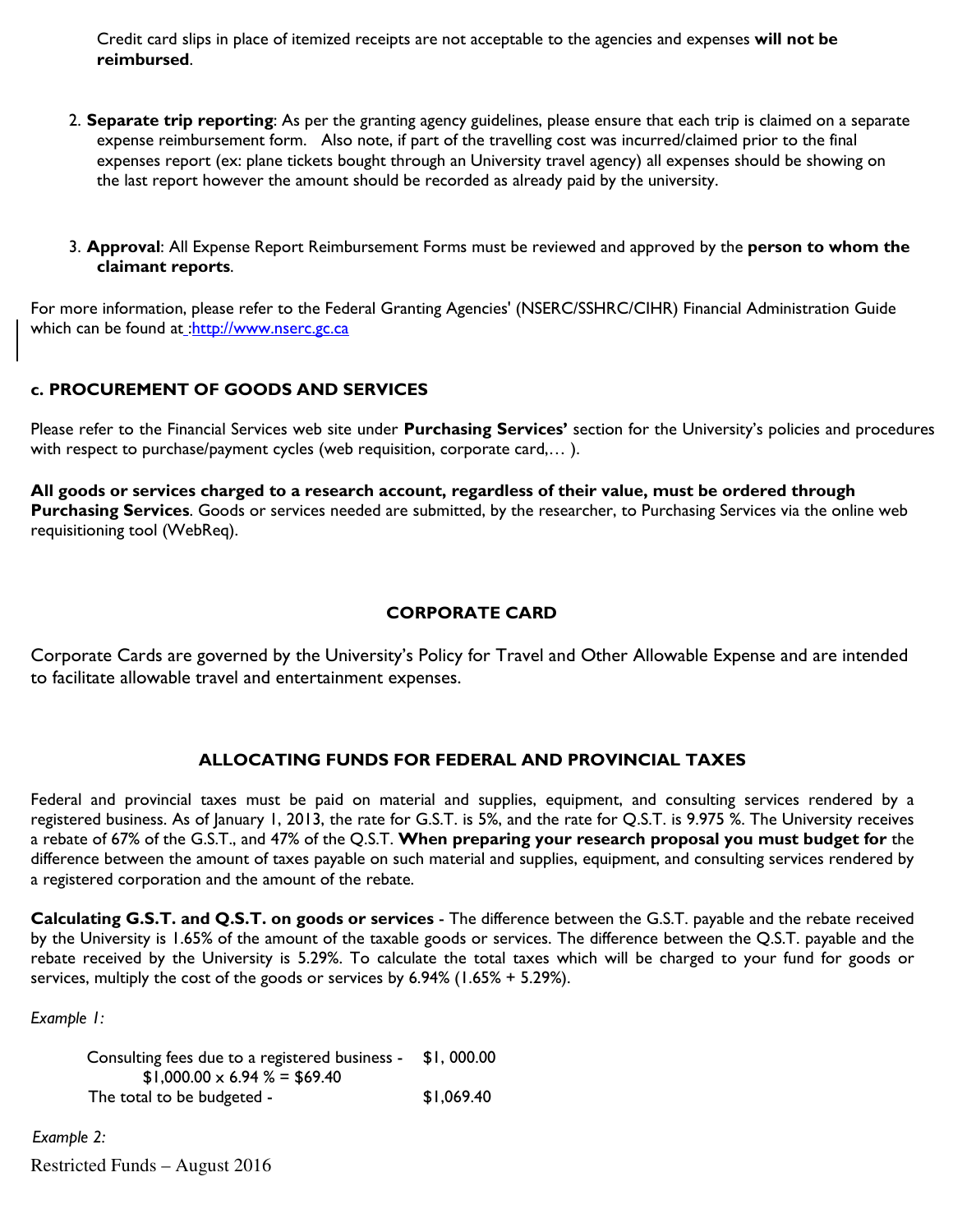Credit card slips in place of itemized receipts are not acceptable to the agencies and expenses **will not be reimbursed**.

2. **Separate trip reporting**: As per the granting agency guidelines, please ensure that each trip is claimed on a separate expense reimbursement form. Also note, if part of the travelling cost was incurred/claimed prior to the final expenses report (ex: plane tickets bought through an University travel agency) all expenses should be showing on the last report however the amount should be recorded as already paid by the university.

3. **Approval**: All Expense Report Reimbursement Forms must be reviewed and approved by the **person to whom the claimant reports**.

For more information, please refer to the Federal Granting Agencies' (NSERC/SSHRC/CIHR) Financial Administration Guide which can be found at :http://www.nserc.gc.ca

### c. PROCUREMENT OF GOODS AND SERVICES

Please refer to the Financial Services web site under **Purchasing Services'** section for the University's policies and procedures with respect to purchase/payment cycles (web requisition, corporate card,… ).

**All goods or services charged to a research account, regardless of their value, must be ordered through Purchasing Services**. Goods or services needed are submitted, by the researcher, to Purchasing Services via the online web requisitioning tool (WebReq).

## CORPORATE CARD

Corporate Cards are governed by the University's Policy for Travel and Other Allowable Expense and are intended to facilitate allowable travel and entertainment expenses.

## ALLOCATING FUNDS FOR FEDERAL AND PROVINCIAL TAXES

Federal and provincial taxes must be paid on material and supplies, equipment, and consulting services rendered by a registered business. As of January 1, 2013, the rate for G.S.T. is 5%, and the rate for Q.S.T. is 9.975 %. The University receives a rebate of 67% of the G.S.T., and 47% of the Q.S.T. **When preparing your research proposal you must budget for** the difference between the amount of taxes payable on such material and supplies, equipment, and consulting services rendered by a registered corporation and the amount of the rebate.

**Calculating G.S.T. and Q.S.T. on goods or services** - The difference between the G.S.T. payable and the rebate received by the University is 1.65% of the amount of the taxable goods or services. The difference between the Q.S.T. payable and the rebate received by the University is 5.29%. To calculate the total taxes which will be charged to your fund for goods or services, multiply the cost of the goods or services by 6.94% (1.65% + 5.29%).

*Example 1:*

| | |
|---|---|
| Consulting fees due to a registered business - | $1, 000.00 |
| $1,000.00 x 6.94 % = $69.40 | |
| The total to be budgeted - | $1,069.40 |

*Example 2:*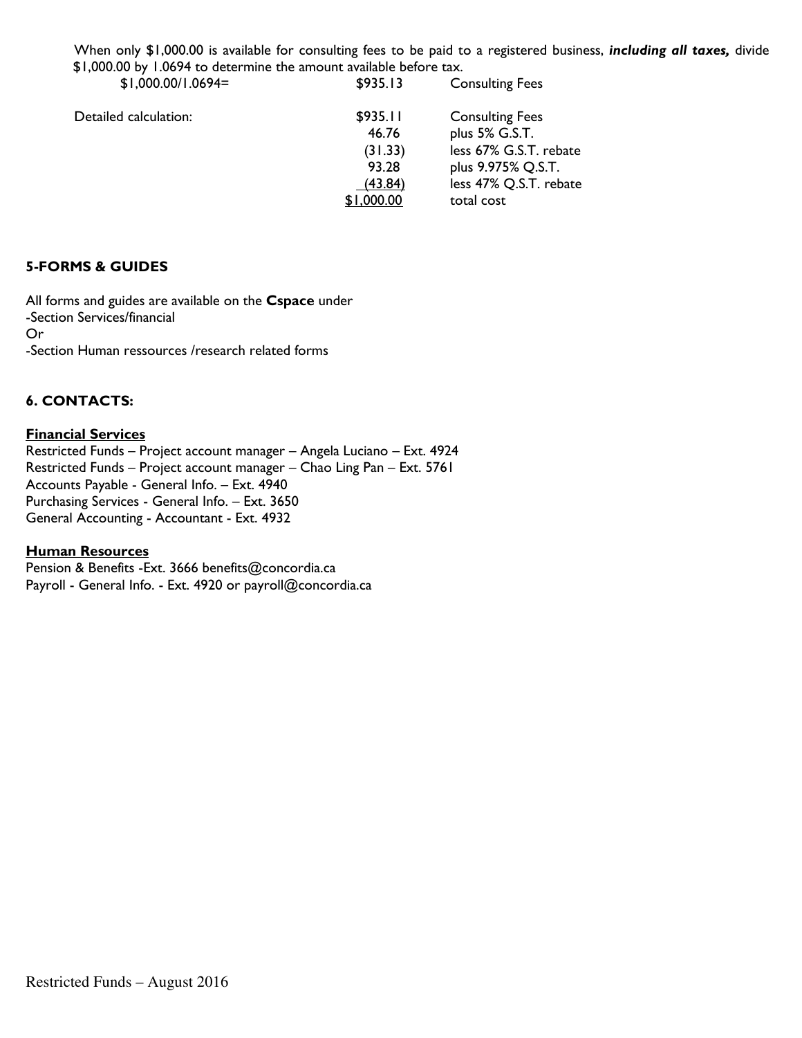When only $1,000.00 is available for consulting fees to be paid to a registered business, ***including all taxes,*** divide $1,000.00 by 1.0694 to determine the amount available before tax.

| | | |
|---|---|---|
| $1,000.00/1.0694= | $935.13 | Consulting Fees |
| | | |
| Detailed calculation: | $935.11 | Consulting Fees |
| | 46.76 | plus 5% G.S.T. |
| | (31.33) | less 67% G.S.T. rebate |
| | 93.28 | plus 9.975% Q.S.T. |
| | (43.84) | less 47% Q.S.T. rebate |
| | $1,000.00 | total cost |

## 5-FORMS & GUIDES

All forms and guides are available on the **Cspace** under
-Section Services/financial
Or
-Section Human ressources /research related forms

## 6. CONTACTS:

**Financial Services**

Restricted Funds – Project account manager – Angela Luciano – Ext. 4924
Restricted Funds – Project account manager – Chao Ling Pan – Ext. 5761
Accounts Payable - General Info. – Ext. 4940
Purchasing Services - General Info. – Ext. 3650
General Accounting - Accountant - Ext. 4932

**Human Resources**

Pension & Benefits -Ext. 3666 benefits@concordia.ca
Payroll - General Info. - Ext. 4920 or payroll@concordia.ca